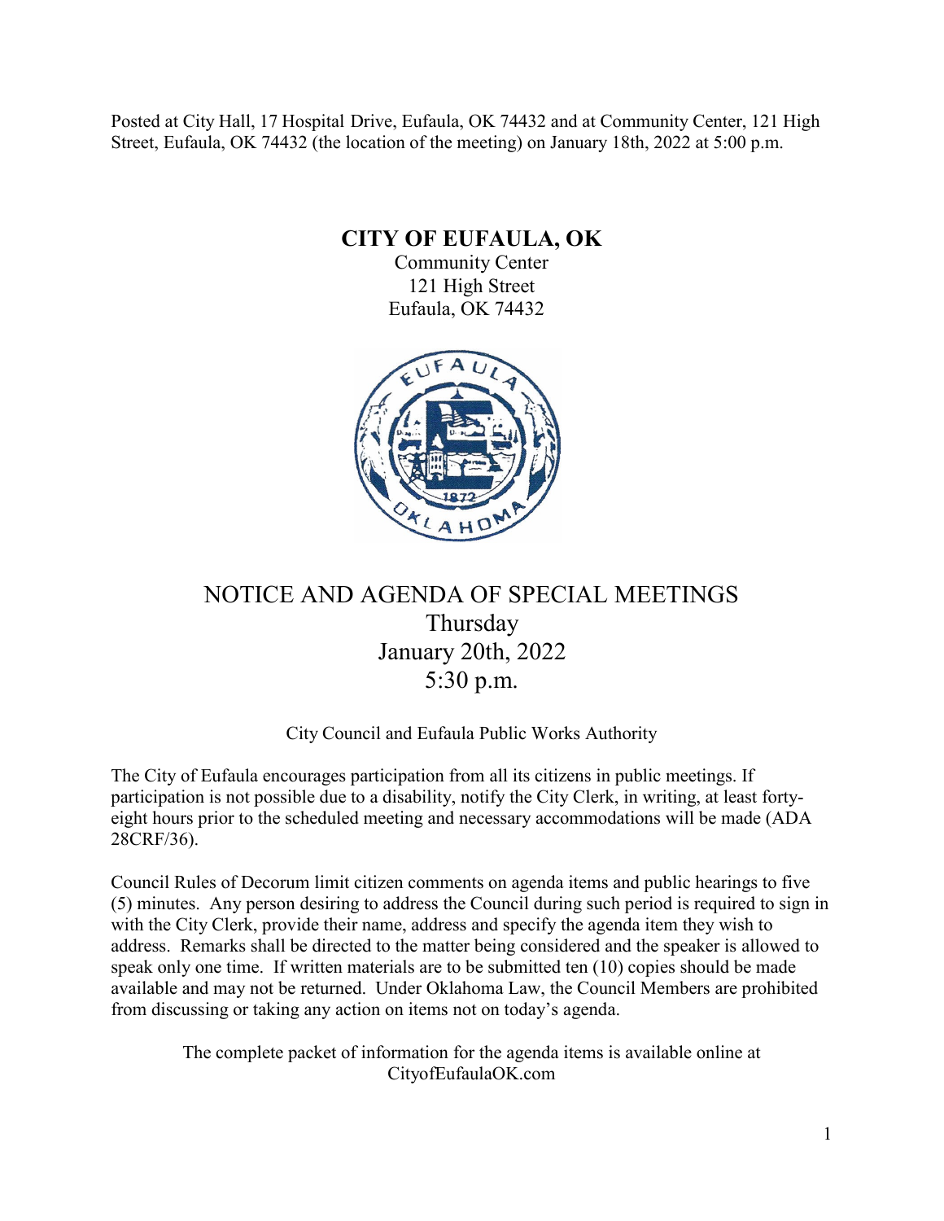Posted at City Hall, 17 Hospital Drive, Eufaula, OK 74432 and at Community Center, 121 High Street, Eufaula, OK 74432 (the location of the meeting) on January 18th, 2022 at 5:00 p.m.

# CITY OF EUFAULA, OK

Community Center
121 High Street
Eufaula, OK 74432

## NOTICE AND AGENDA OF SPECIAL MEETINGS
Thursday
January 20th, 2022
5:30 p.m.

City Council and Eufaula Public Works Authority

The City of Eufaula encourages participation from all its citizens in public meetings. If participation is not possible due to a disability, notify the City Clerk, in writing, at least forty-eight hours prior to the scheduled meeting and necessary accommodations will be made (ADA 28CRF/36).

Council Rules of Decorum limit citizen comments on agenda items and public hearings to five (5) minutes. Any person desiring to address the Council during such period is required to sign in with the City Clerk, provide their name, address and specify the agenda item they wish to address. Remarks shall be directed to the matter being considered and the speaker is allowed to speak only one time. If written materials are to be submitted ten (10) copies should be made available and may not be returned. Under Oklahoma Law, the Council Members are prohibited from discussing or taking any action on items not on today's agenda.

The complete packet of information for the agenda items is available online at CityofEufaulaOK.com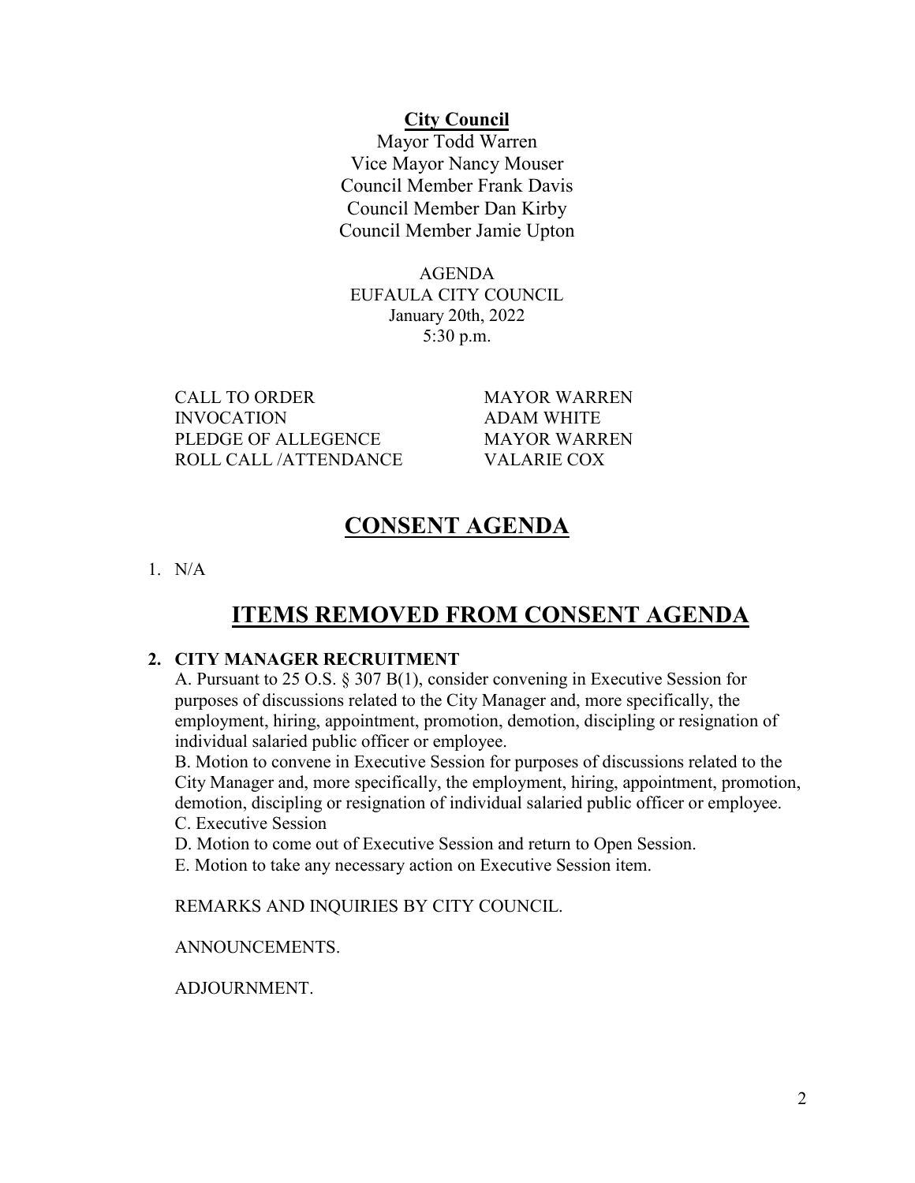**City Council**

Mayor Todd Warren
Vice Mayor Nancy Mouser
Council Member Frank Davis
Council Member Dan Kirby
Council Member Jamie Upton

AGENDA
EUFAULA CITY COUNCIL
January 20th, 2022
5:30 p.m.

| | |
|---|---|
| CALL TO ORDER | MAYOR WARREN |
| INVOCATION | ADAM WHITE |
| PLEDGE OF ALLEGENCE | MAYOR WARREN |
| ROLL CALL /ATTENDANCE | VALARIE COX |

# CONSENT AGENDA

1. N/A

# ITEMS REMOVED FROM CONSENT AGENDA

**2. CITY MANAGER RECRUITMENT**

A. Pursuant to 25 O.S. § 307 B(1), consider convening in Executive Session for purposes of discussions related to the City Manager and, more specifically, the employment, hiring, appointment, promotion, demotion, discipling or resignation of individual salaried public officer or employee.

B. Motion to convene in Executive Session for purposes of discussions related to the City Manager and, more specifically, the employment, hiring, appointment, promotion, demotion, discipling or resignation of individual salaried public officer or employee.

C. Executive Session

D. Motion to come out of Executive Session and return to Open Session.

E. Motion to take any necessary action on Executive Session item.

REMARKS AND INQUIRIES BY CITY COUNCIL.

ANNOUNCEMENTS.

ADJOURNMENT.